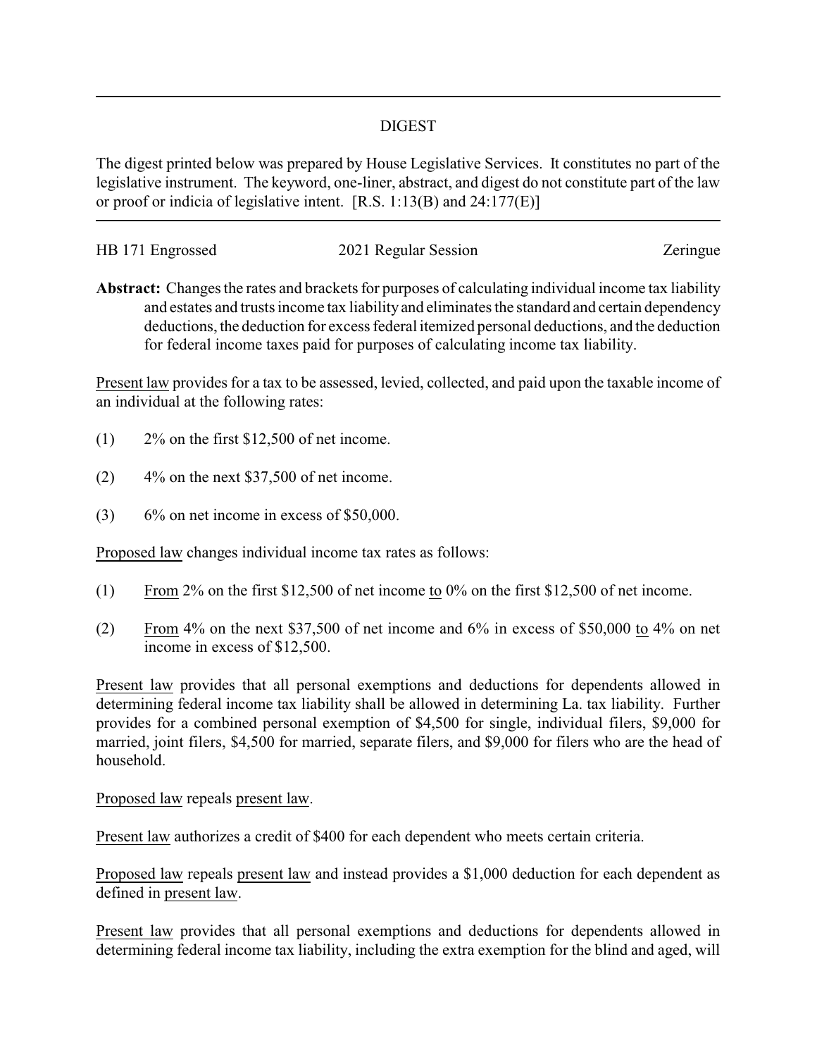# DIGEST

The digest printed below was prepared by House Legislative Services. It constitutes no part of the legislative instrument. The keyword, one-liner, abstract, and digest do not constitute part of the law or proof or indicia of legislative intent. [R.S. 1:13(B) and 24:177(E)]

HB 171 Engrossed 2021 Regular Session Zeringue

**Abstract:** Changes the rates and brackets for purposes of calculating individual income tax liability and estates and trusts income tax liability and eliminates the standard and certain dependency deductions, the deduction for excess federal itemized personal deductions, and the deduction for federal income taxes paid for purposes of calculating income tax liability.

Present law provides for a tax to be assessed, levied, collected, and paid upon the taxable income of an individual at the following rates:

(1) 2% on the first $12,500 of net income.

(2) 4% on the next $37,500 of net income.

(3) 6% on net income in excess of $50,000.

Proposed law changes individual income tax rates as follows:

(1) From 2% on the first $12,500 of net income to 0% on the first $12,500 of net income.

(2) From 4% on the next $37,500 of net income and 6% in excess of $50,000 to 4% on net income in excess of $12,500.

Present law provides that all personal exemptions and deductions for dependents allowed in determining federal income tax liability shall be allowed in determining La. tax liability. Further provides for a combined personal exemption of $4,500 for single, individual filers, $9,000 for married, joint filers, $4,500 for married, separate filers, and $9,000 for filers who are the head of household.

Proposed law repeals present law.

Present law authorizes a credit of $400 for each dependent who meets certain criteria.

Proposed law repeals present law and instead provides a $1,000 deduction for each dependent as defined in present law.

Present law provides that all personal exemptions and deductions for dependents allowed in determining federal income tax liability, including the extra exemption for the blind and aged, will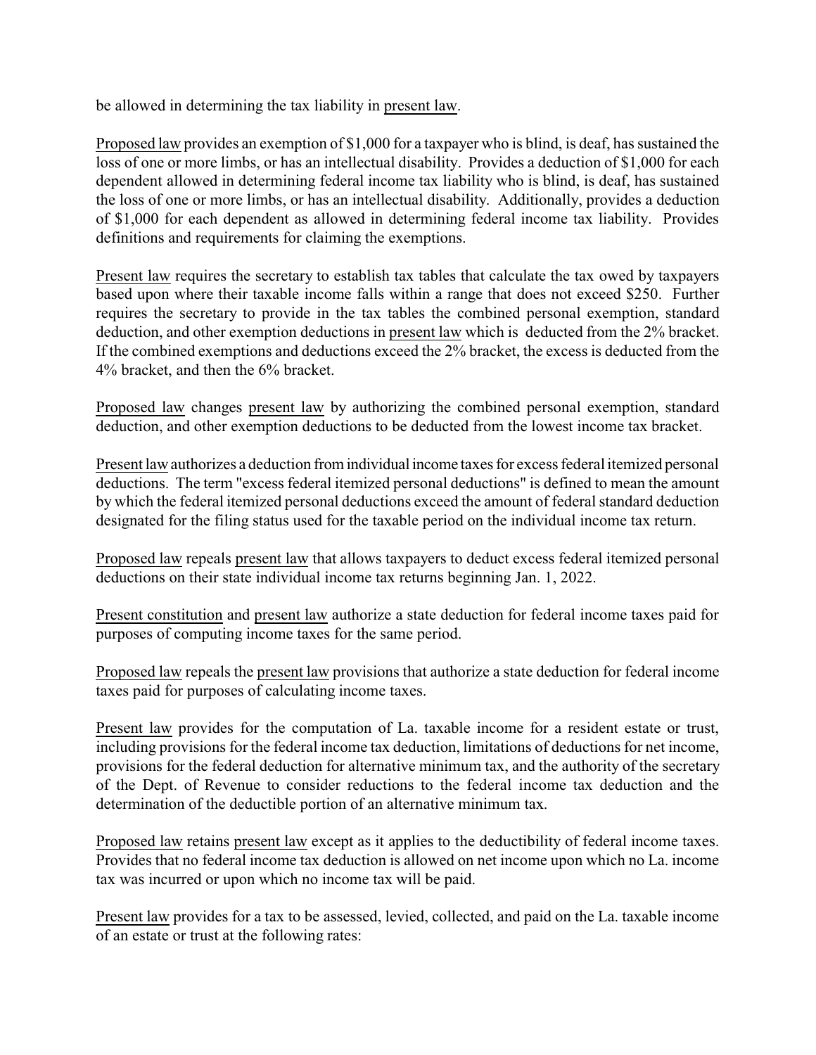be allowed in determining the tax liability in present law.

Proposed law provides an exemption of $1,000 for a taxpayer who is blind, is deaf, has sustained the loss of one or more limbs, or has an intellectual disability. Provides a deduction of $1,000 for each dependent allowed in determining federal income tax liability who is blind, is deaf, has sustained the loss of one or more limbs, or has an intellectual disability. Additionally, provides a deduction of $1,000 for each dependent as allowed in determining federal income tax liability. Provides definitions and requirements for claiming the exemptions.

Present law requires the secretary to establish tax tables that calculate the tax owed by taxpayers based upon where their taxable income falls within a range that does not exceed $250. Further requires the secretary to provide in the tax tables the combined personal exemption, standard deduction, and other exemption deductions in present law which is deducted from the 2% bracket. If the combined exemptions and deductions exceed the 2% bracket, the excess is deducted from the 4% bracket, and then the 6% bracket.

Proposed law changes present law by authorizing the combined personal exemption, standard deduction, and other exemption deductions to be deducted from the lowest income tax bracket.

Present law authorizes a deduction from individual income taxes for excess federal itemized personal deductions. The term "excess federal itemized personal deductions" is defined to mean the amount by which the federal itemized personal deductions exceed the amount of federal standard deduction designated for the filing status used for the taxable period on the individual income tax return.

Proposed law repeals present law that allows taxpayers to deduct excess federal itemized personal deductions on their state individual income tax returns beginning Jan. 1, 2022.

Present constitution and present law authorize a state deduction for federal income taxes paid for purposes of computing income taxes for the same period.

Proposed law repeals the present law provisions that authorize a state deduction for federal income taxes paid for purposes of calculating income taxes.

Present law provides for the computation of La. taxable income for a resident estate or trust, including provisions for the federal income tax deduction, limitations of deductions for net income, provisions for the federal deduction for alternative minimum tax, and the authority of the secretary of the Dept. of Revenue to consider reductions to the federal income tax deduction and the determination of the deductible portion of an alternative minimum tax.

Proposed law retains present law except as it applies to the deductibility of federal income taxes. Provides that no federal income tax deduction is allowed on net income upon which no La. income tax was incurred or upon which no income tax will be paid.

Present law provides for a tax to be assessed, levied, collected, and paid on the La. taxable income of an estate or trust at the following rates: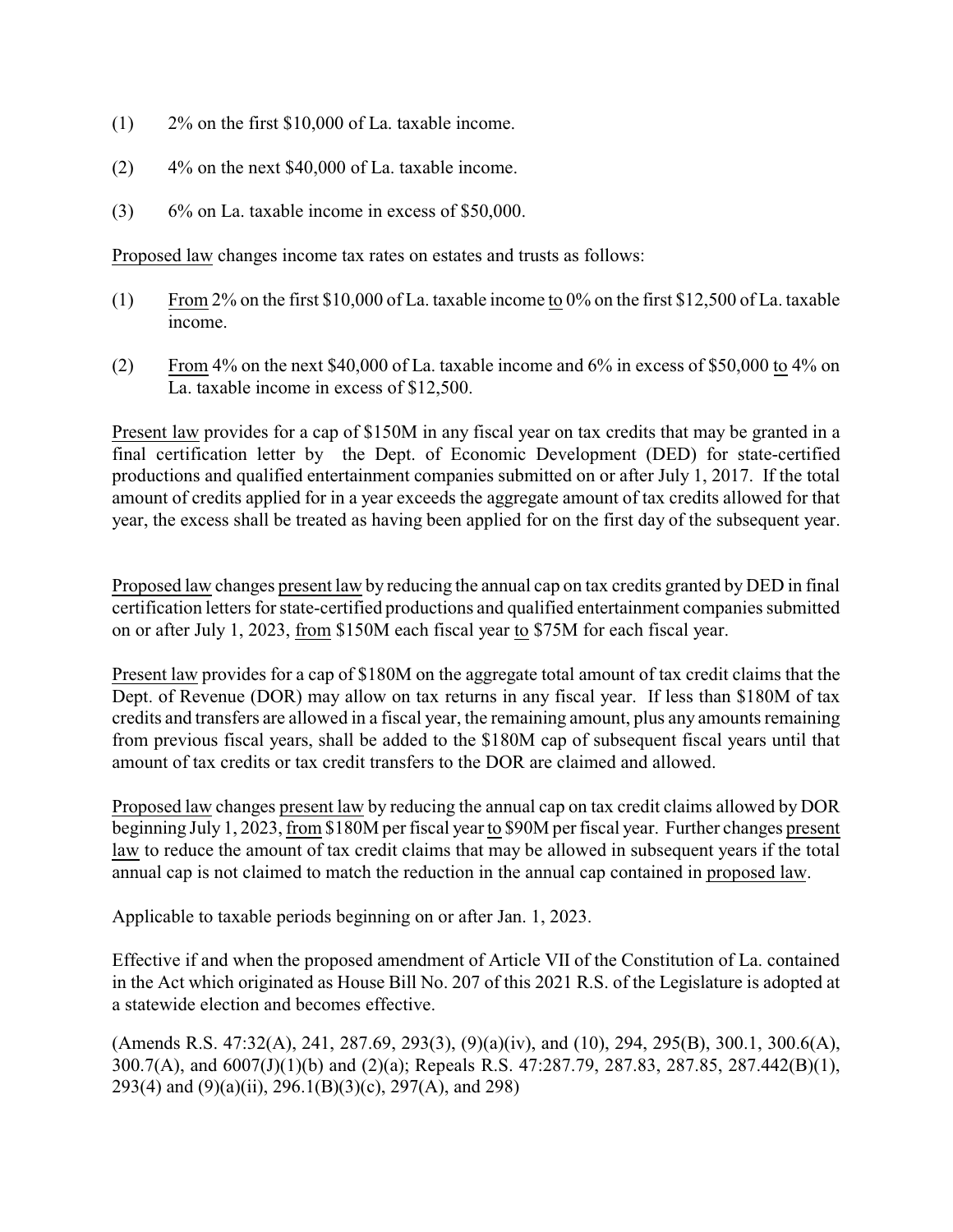(1) 2% on the first $10,000 of La. taxable income.

(2) 4% on the next $40,000 of La. taxable income.

(3) 6% on La. taxable income in excess of $50,000.

Proposed law changes income tax rates on estates and trusts as follows:

(1) From 2% on the first $10,000 of La. taxable income to 0% on the first $12,500 of La. taxable income.

(2) From 4% on the next $40,000 of La. taxable income and 6% in excess of $50,000 to 4% on La. taxable income in excess of $12,500.

Present law provides for a cap of $150M in any fiscal year on tax credits that may be granted in a final certification letter by the Dept. of Economic Development (DED) for state-certified productions and qualified entertainment companies submitted on or after July 1, 2017. If the total amount of credits applied for in a year exceeds the aggregate amount of tax credits allowed for that year, the excess shall be treated as having been applied for on the first day of the subsequent year.

Proposed law changes present law by reducing the annual cap on tax credits granted by DED in final certification letters for state-certified productions and qualified entertainment companies submitted on or after July 1, 2023, from $150M each fiscal year to $75M for each fiscal year.

Present law provides for a cap of $180M on the aggregate total amount of tax credit claims that the Dept. of Revenue (DOR) may allow on tax returns in any fiscal year. If less than $180M of tax credits and transfers are allowed in a fiscal year, the remaining amount, plus any amounts remaining from previous fiscal years, shall be added to the $180M cap of subsequent fiscal years until that amount of tax credits or tax credit transfers to the DOR are claimed and allowed.

Proposed law changes present law by reducing the annual cap on tax credit claims allowed by DOR beginning July 1, 2023, from $180M per fiscal year to $90M per fiscal year. Further changes present law to reduce the amount of tax credit claims that may be allowed in subsequent years if the total annual cap is not claimed to match the reduction in the annual cap contained in proposed law.

Applicable to taxable periods beginning on or after Jan. 1, 2023.

Effective if and when the proposed amendment of Article VII of the Constitution of La. contained in the Act which originated as House Bill No. 207 of this 2021 R.S. of the Legislature is adopted at a statewide election and becomes effective.

(Amends R.S. 47:32(A), 241, 287.69, 293(3), (9)(a)(iv), and (10), 294, 295(B), 300.1, 300.6(A), 300.7(A), and 6007(J)(1)(b) and (2)(a); Repeals R.S. 47:287.79, 287.83, 287.85, 287.442(B)(1), 293(4) and (9)(a)(ii), 296.1(B)(3)(c), 297(A), and 298)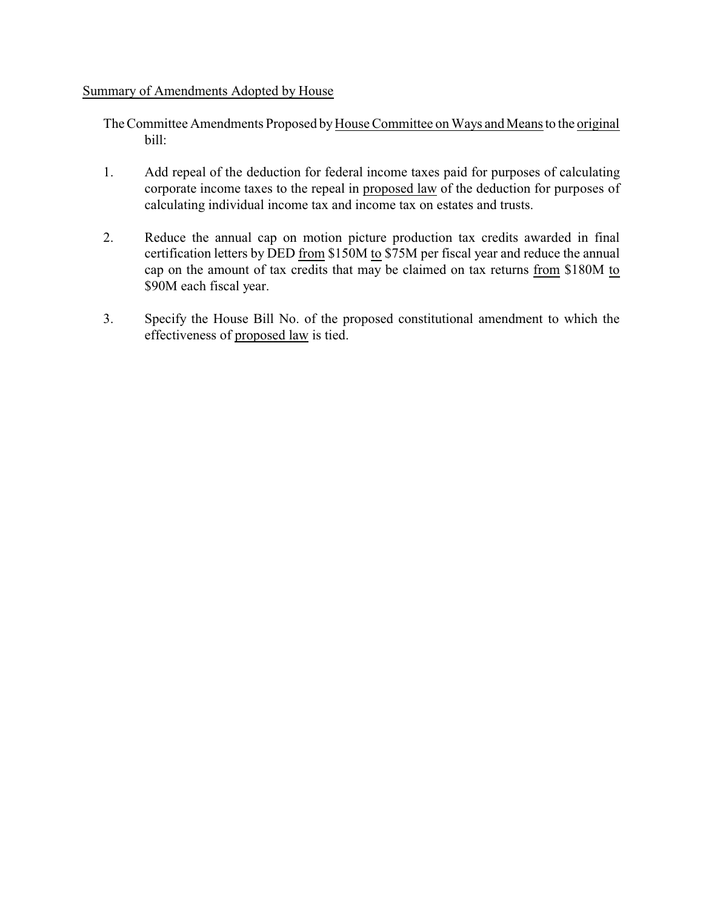<u>Summary of Amendments Adopted by House</u>

The Committee Amendments Proposed by <u>House Committee on Ways and Means</u> to the <u>original</u> bill:

1. Add repeal of the deduction for federal income taxes paid for purposes of calculating corporate income taxes to the repeal in <u>proposed law</u> of the deduction for purposes of calculating individual income tax and income tax on estates and trusts.

2. Reduce the annual cap on motion picture production tax credits awarded in final certification letters by DED <u>from</u> $150M <u>to</u> $75M per fiscal year and reduce the annual cap on the amount of tax credits that may be claimed on tax returns <u>from</u> $180M <u>to</u> $90M each fiscal year.

3. Specify the House Bill No. of the proposed constitutional amendment to which the effectiveness of <u>proposed law</u> is tied.